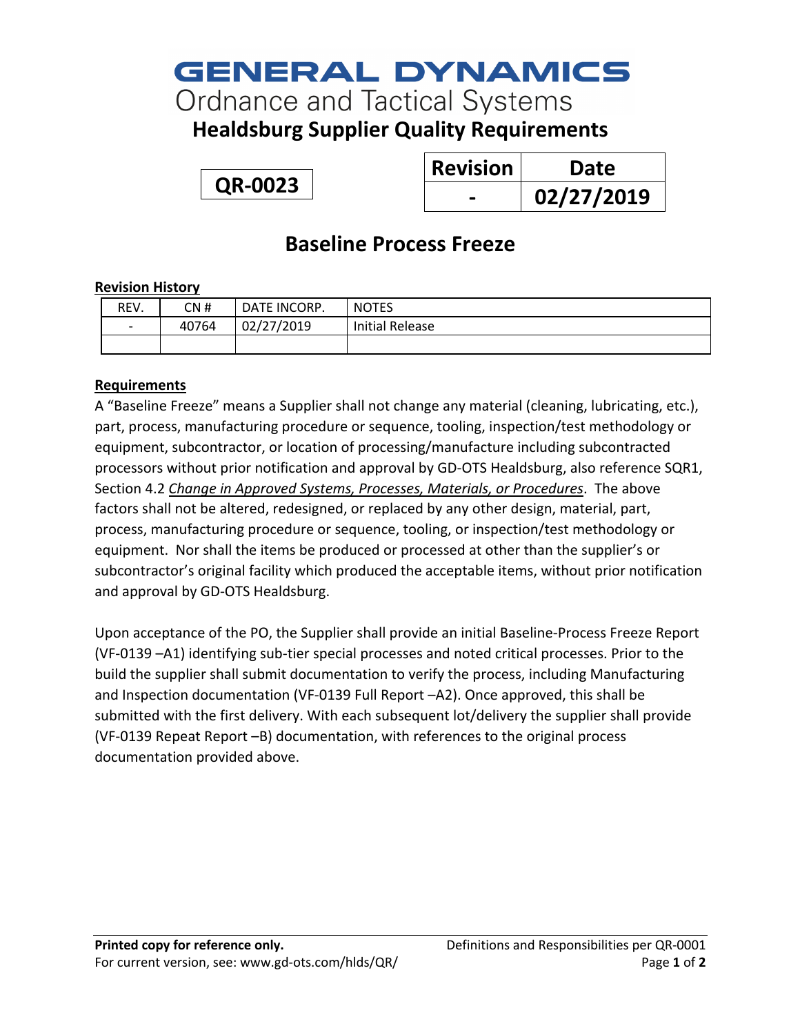# GENERAL DYNAMICS
Ordnance and Tactical Systems

## Healdsburg Supplier Quality Requirements

| QR-0023 |
|---|

| Revision | Date |
|---|---|
| - | 02/27/2019 |

# Baseline Process Freeze

**Revision History**

| REV. | CN # | DATE INCORP. | NOTES |
|---|---|---|---|
| - | 40764 | 02/27/2019 | Initial Release |
| | | | |

**Requirements**

A "Baseline Freeze" means a Supplier shall not change any material (cleaning, lubricating, etc.), part, process, manufacturing procedure or sequence, tooling, inspection/test methodology or equipment, subcontractor, or location of processing/manufacture including subcontracted processors without prior notification and approval by GD-OTS Healdsburg, also reference SQR1, Section 4.2 *Change in Approved Systems, Processes, Materials, or Procedures*. The above factors shall not be altered, redesigned, or replaced by any other design, material, part, process, manufacturing procedure or sequence, tooling, or inspection/test methodology or equipment. Nor shall the items be produced or processed at other than the supplier's or subcontractor's original facility which produced the acceptable items, without prior notification and approval by GD-OTS Healdsburg.

Upon acceptance of the PO, the Supplier shall provide an initial Baseline-Process Freeze Report (VF-0139 –A1) identifying sub-tier special processes and noted critical processes. Prior to the build the supplier shall submit documentation to verify the process, including Manufacturing and Inspection documentation (VF-0139 Full Report –A2). Once approved, this shall be submitted with the first delivery. With each subsequent lot/delivery the supplier shall provide (VF-0139 Repeat Report –B) documentation, with references to the original process documentation provided above.

**Printed copy for reference only.**
For current version, see: www.gd-ots.com/hlds/QR/

Definitions and Responsibilities per QR-0001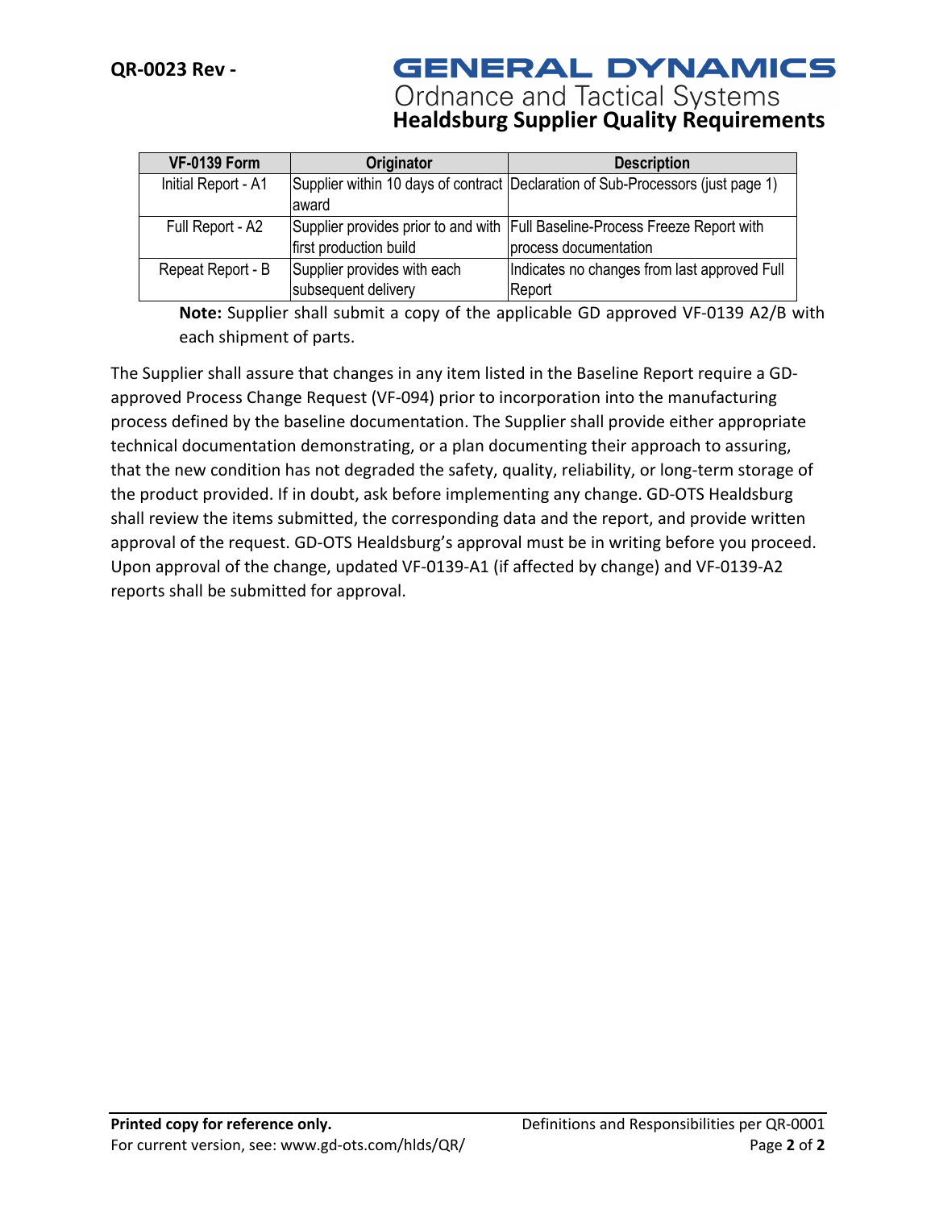| VF-0139 Form | Originator | Description |
| --- | --- | --- |
| Initial Report - A1 | Supplier within 10 days of contract award | Declaration of Sub-Processors (just page 1) |
| Full Report - A2 | Supplier provides prior to and with first production build | Full Baseline-Process Freeze Report with process documentation |
| Repeat Report - B | Supplier provides with each subsequent delivery | Indicates no changes from last approved Full Report |

**Note:** Supplier shall submit a copy of the applicable GD approved VF-0139 A2/B with each shipment of parts.

The Supplier shall assure that changes in any item listed in the Baseline Report require a GD-approved Process Change Request (VF-094) prior to incorporation into the manufacturing process defined by the baseline documentation. The Supplier shall provide either appropriate technical documentation demonstrating, or a plan documenting their approach to assuring, that the new condition has not degraded the safety, quality, reliability, or long-term storage of the product provided. If in doubt, ask before implementing any change. GD-OTS Healdsburg shall review the items submitted, the corresponding data and the report, and provide written approval of the request. GD-OTS Healdsburg's approval must be in writing before you proceed. Upon approval of the change, updated VF-0139-A1 (if affected by change) and VF-0139-A2 reports shall be submitted for approval.